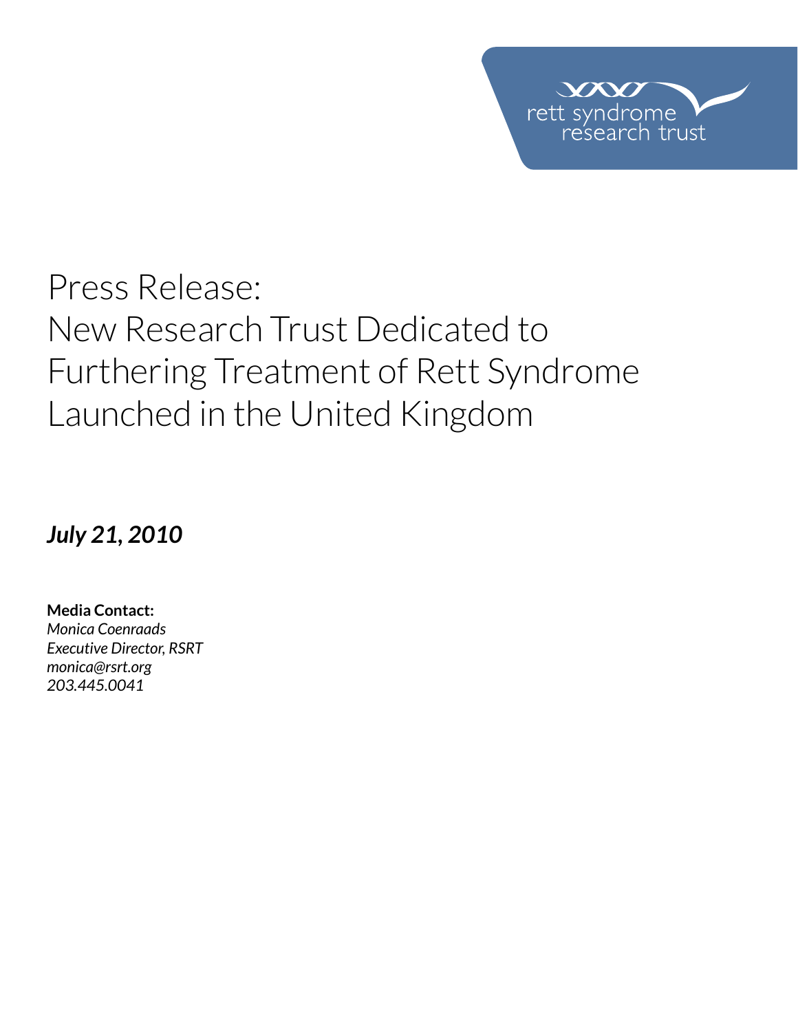rett syndrome research trust

# Press Release: New Research Trust Dedicated to Furthering Treatment of Rett Syndrome Launched in the United Kingdom

***July 21, 2010***

**Media Contact:**
*Monica Coenraads*
*Executive Director, RSRT*
*monica@rsrt.org*
*203.445.0041*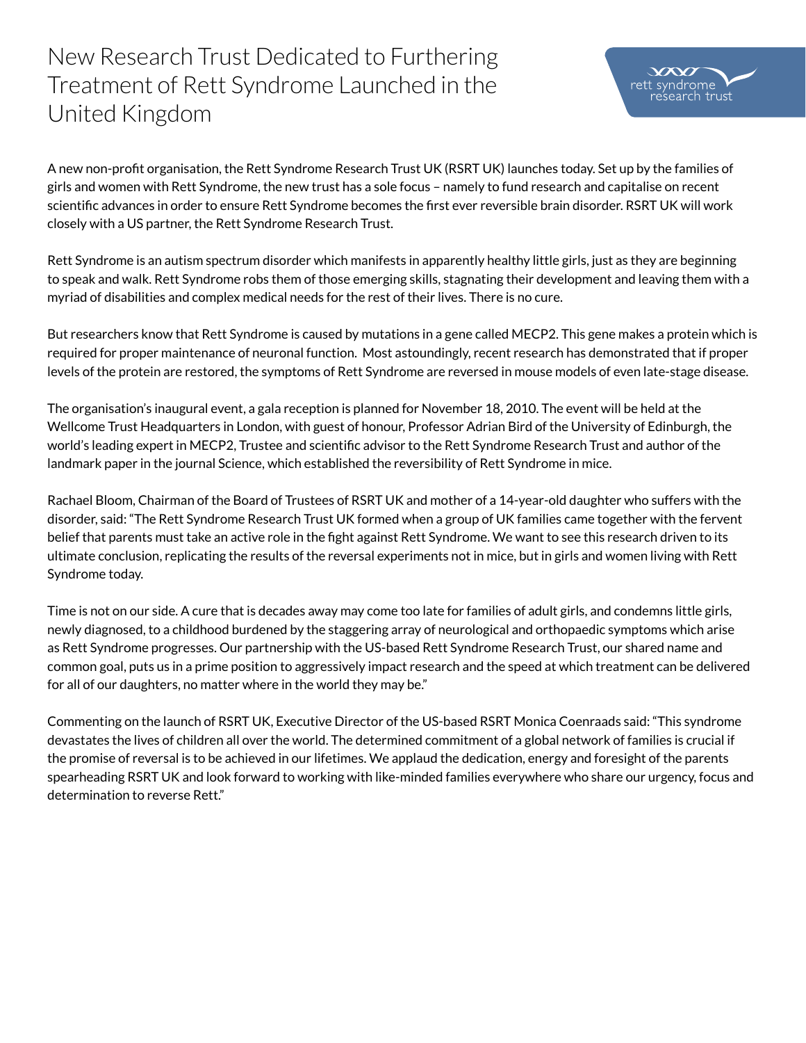# New Research Trust Dedicated to Furthering Treatment of Rett Syndrome Launched in the United Kingdom

rett syndrome research trust

A new non-profit organisation, the Rett Syndrome Research Trust UK (RSRT UK) launches today. Set up by the families of girls and women with Rett Syndrome, the new trust has a sole focus – namely to fund research and capitalise on recent scientific advances in order to ensure Rett Syndrome becomes the first ever reversible brain disorder. RSRT UK will work closely with a US partner, the Rett Syndrome Research Trust.

Rett Syndrome is an autism spectrum disorder which manifests in apparently healthy little girls, just as they are beginning to speak and walk. Rett Syndrome robs them of those emerging skills, stagnating their development and leaving them with a myriad of disabilities and complex medical needs for the rest of their lives. There is no cure.

But researchers know that Rett Syndrome is caused by mutations in a gene called MECP2. This gene makes a protein which is required for proper maintenance of neuronal function. Most astoundingly, recent research has demonstrated that if proper levels of the protein are restored, the symptoms of Rett Syndrome are reversed in mouse models of even late-stage disease.

The organisation's inaugural event, a gala reception is planned for November 18, 2010. The event will be held at the Wellcome Trust Headquarters in London, with guest of honour, Professor Adrian Bird of the University of Edinburgh, the world's leading expert in MECP2, Trustee and scientific advisor to the Rett Syndrome Research Trust and author of the landmark paper in the journal Science, which established the reversibility of Rett Syndrome in mice.

Rachael Bloom, Chairman of the Board of Trustees of RSRT UK and mother of a 14-year-old daughter who suffers with the disorder, said: "The Rett Syndrome Research Trust UK formed when a group of UK families came together with the fervent belief that parents must take an active role in the fight against Rett Syndrome. We want to see this research driven to its ultimate conclusion, replicating the results of the reversal experiments not in mice, but in girls and women living with Rett Syndrome today.

Time is not on our side. A cure that is decades away may come too late for families of adult girls, and condemns little girls, newly diagnosed, to a childhood burdened by the staggering array of neurological and orthopaedic symptoms which arise as Rett Syndrome progresses. Our partnership with the US-based Rett Syndrome Research Trust, our shared name and common goal, puts us in a prime position to aggressively impact research and the speed at which treatment can be delivered for all of our daughters, no matter where in the world they may be."

Commenting on the launch of RSRT UK, Executive Director of the US-based RSRT Monica Coenraads said: "This syndrome devastates the lives of children all over the world. The determined commitment of a global network of families is crucial if the promise of reversal is to be achieved in our lifetimes. We applaud the dedication, energy and foresight of the parents spearheading RSRT UK and look forward to working with like-minded families everywhere who share our urgency, focus and determination to reverse Rett."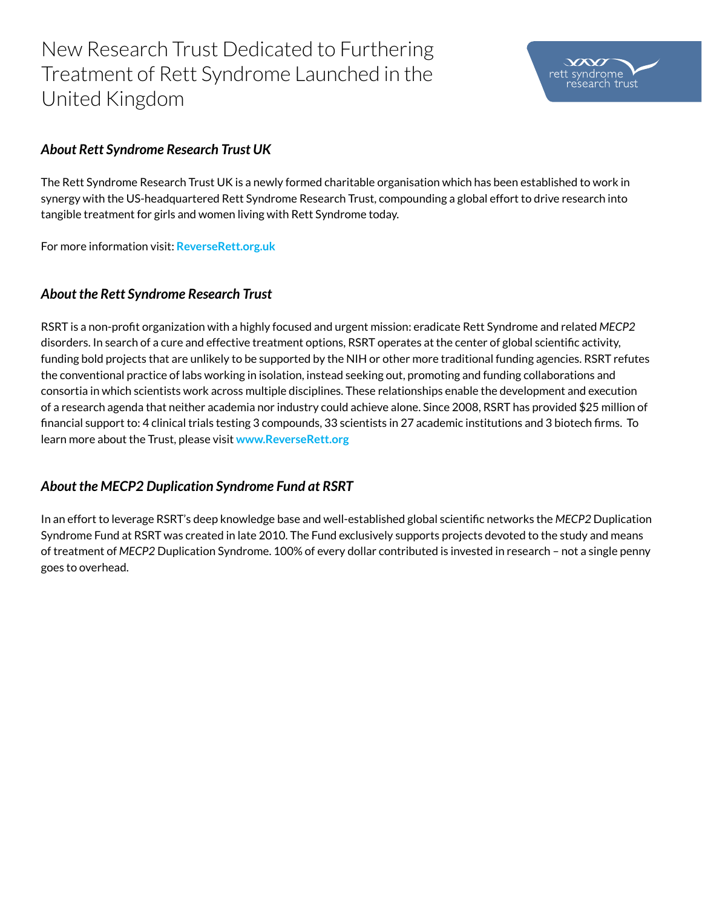# New Research Trust Dedicated to Furthering Treatment of Rett Syndrome Launched in the United Kingdom

### *About Rett Syndrome Research Trust UK*

The Rett Syndrome Research Trust UK is a newly formed charitable organisation which has been established to work in synergy with the US-headquartered Rett Syndrome Research Trust, compounding a global effort to drive research into tangible treatment for girls and women living with Rett Syndrome today.

For more information visit: **ReverseRett.org.uk**

### *About the Rett Syndrome Research Trust*

RSRT is a non-profit organization with a highly focused and urgent mission: eradicate Rett Syndrome and related *MECP2* disorders. In search of a cure and effective treatment options, RSRT operates at the center of global scientific activity, funding bold projects that are unlikely to be supported by the NIH or other more traditional funding agencies. RSRT refutes the conventional practice of labs working in isolation, instead seeking out, promoting and funding collaborations and consortia in which scientists work across multiple disciplines. These relationships enable the development and execution of a research agenda that neither academia nor industry could achieve alone. Since 2008, RSRT has provided $25 million of financial support to: 4 clinical trials testing 3 compounds, 33 scientists in 27 academic institutions and 3 biotech firms. To learn more about the Trust, please visit **www.ReverseRett.org**

### *About the MECP2 Duplication Syndrome Fund at RSRT*

In an effort to leverage RSRT's deep knowledge base and well-established global scientific networks the *MECP2* Duplication Syndrome Fund at RSRT was created in late 2010. The Fund exclusively supports projects devoted to the study and means of treatment of *MECP2* Duplication Syndrome. 100% of every dollar contributed is invested in research – not a single penny goes to overhead.